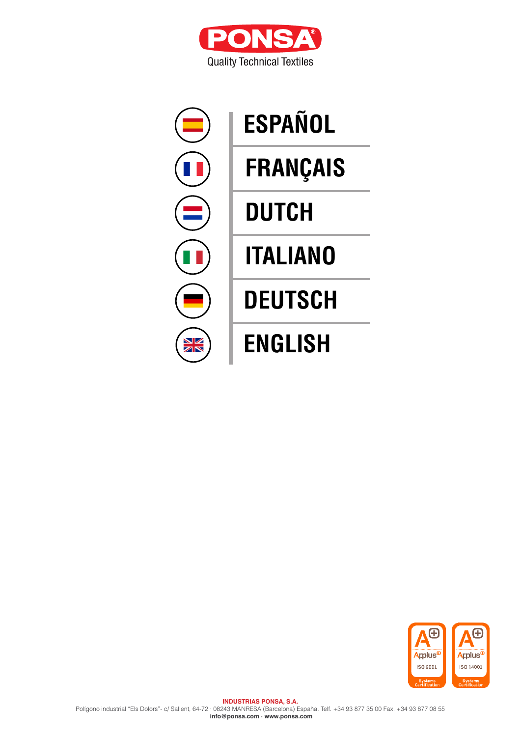**PONSA**

Quality Technical Textiles

- ESPAÑOL
- FRANÇAIS
- DUTCH
- ITALIANO
- DEUTSCH
- ENGLISH

Applus ISO 9001 Systems Certification

Applus ISO 14001 Systems Certification

**INDUSTRIAS PONSA, S.A.**

Polígono industrial "Els Dolors"- c/ Sallent, 64-72 · 08243 MANRESA (Barcelona) España. Telf. +34 93 877 35 00 Fax. +34 93 877 08 55

**info@ponsa.com · www.ponsa.com**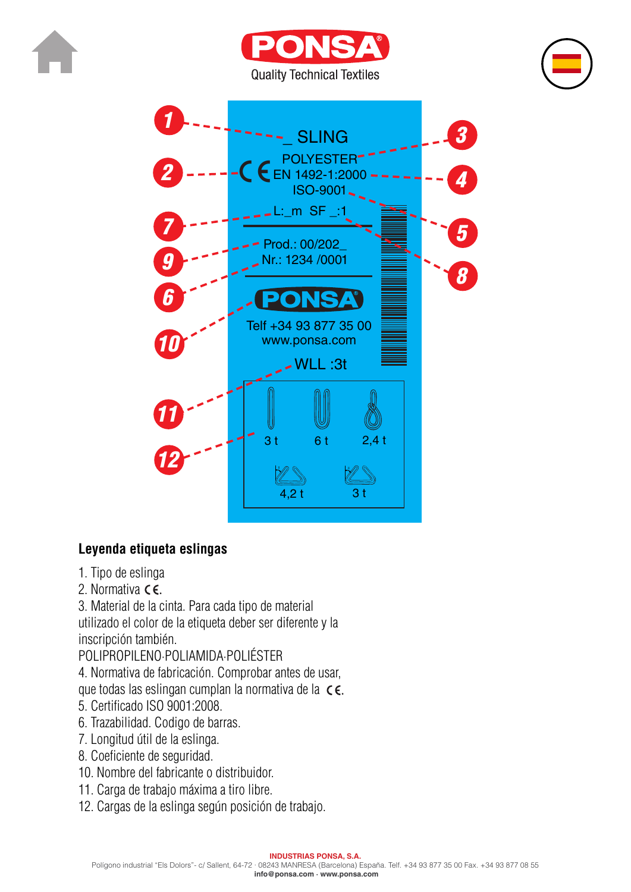PONSA

Quality Technical Textiles

_ SLING

POLYESTER

CE EN 1492-1:2000

ISO-9001

L:_m SF _:1

Prod.: 00/202_

Nr.: 1234 /0001

PONSA

Telf +34 93 877 35 00

www.ponsa.com

WLL :3t

| 3 t | 6 t | 2,4 t |
|---|---|---|
| 4,2 t | 3 t | |

### Leyenda etiqueta eslingas

1. Tipo de eslinga
2. Normativa CE.
3. Material de la cinta. Para cada tipo de material utilizado el color de la etiqueta deber ser diferente y la inscripción también.
   POLIPROPILENO·POLIAMIDA·POLIÉSTER
4. Normativa de fabricación. Comprobar antes de usar, que todas las eslingan cumplan la normativa de la CE.
5. Certificado ISO 9001:2008.
6. Trazabilidad. Codigo de barras.
7. Longitud útil de la eslinga.
8. Coeficiente de seguridad.

10. Nombre del fabricante o distribuidor.
11. Carga de trabajo máxima a tiro libre.
12. Cargas de la eslinga según posición de trabajo.

**INDUSTRIAS PONSA, S.A.**
Polígono industrial "Els Dolors"- c/ Sallent, 64-72 · 08243 MANRESA (Barcelona) España. Telf. +34 93 877 35 00 Fax. +34 93 877 08 55
**info@ponsa.com · www.ponsa.com**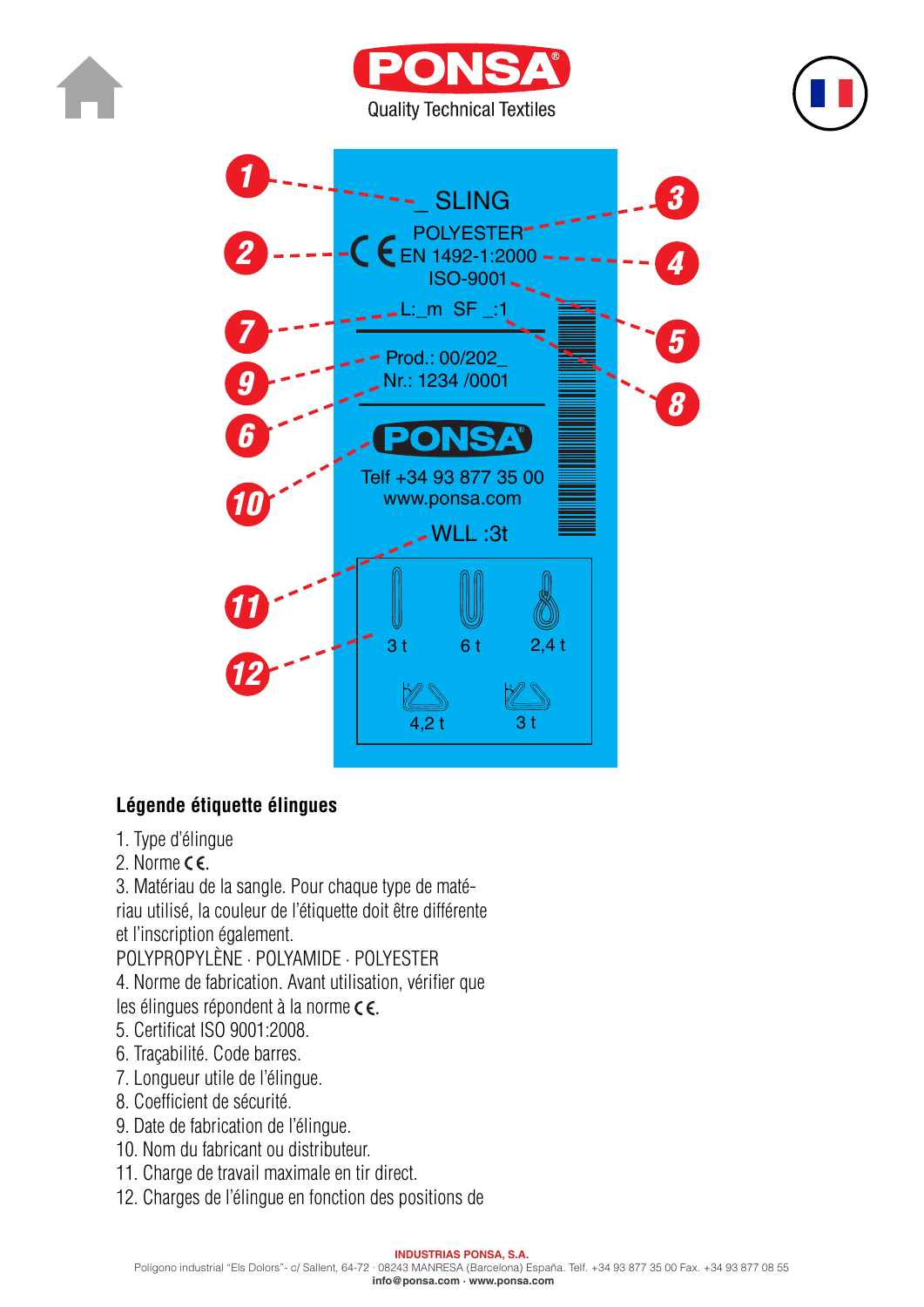**PONSA**
Quality Technical Textiles

_ SLING
POLYESTER
CE EN 1492-1:2000
ISO-9001
L:_m SF _:1
Prod.: 00/202_
Nr.: 1234 /0001
PONSA
Telf +34 93 877 35 00
www.ponsa.com
WLL :3t

3 t | 6 t | 2,4 t
4,2 t | 3 t

## Légende étiquette élingues

1. Type d'élingue
2. Norme CE.
3. Matériau de la sangle. Pour chaque type de matériau utilisé, la couleur de l'étiquette doit être différente et l'inscription également.
   POLYPROPYLÈNE · POLYAMIDE · POLYESTER
4. Norme de fabrication. Avant utilisation, vérifier que les élingues répondent à la norme CE.
5. Certificat ISO 9001:2008.
6. Traçabilité. Code barres.
7. Longueur utile de l'élingue.
8. Coefficient de sécurité.
9. Date de fabrication de l'élingue.
10. Nom du fabricant ou distributeur.
11. Charge de travail maximale en tir direct.
12. Charges de l'élingue en fonction des positions de

**INDUSTRIAS PONSA, S.A.**
Polígono industrial "Els Dolors"- c/ Sallent, 64-72 · 08243 MANRESA (Barcelona) España. Telf. +34 93 877 35 00 Fax. +34 93 877 08 55
**info@ponsa.com · www.ponsa.com**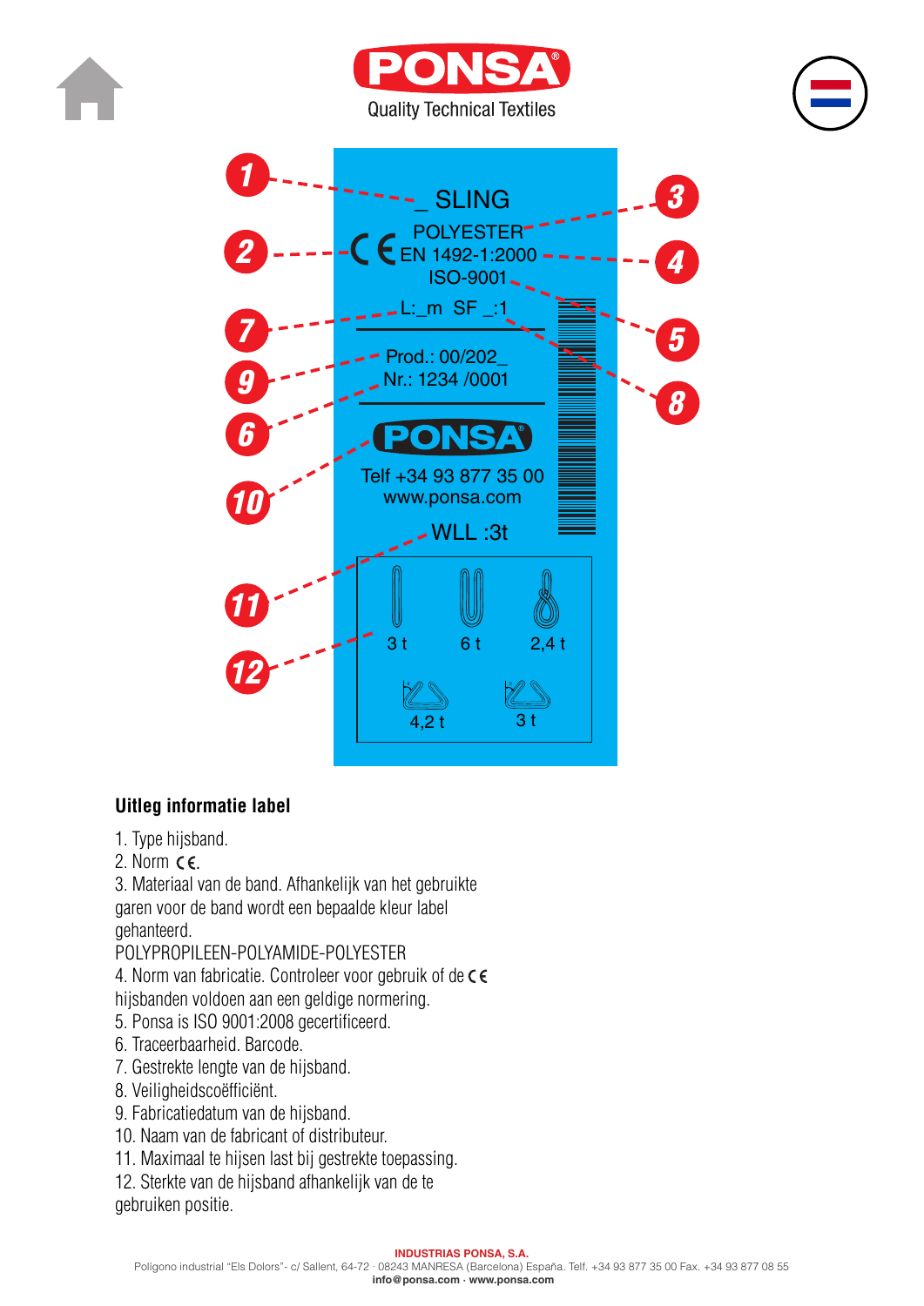PONSA

Quality Technical Textiles

_ SLING

POLYESTER

CE EN 1492-1:2000

ISO-9001

L:_m SF _:1

Prod.: 00/202_

Nr.: 1234 /0001

PONSA

Telf +34 93 877 35 00

www.ponsa.com

WLL :3t

3 t | 6 t | 2,4 t

4,2 t | 3 t

## Uitleg informatie label

1. Type hijsband.
2. Norm CE.
3. Materiaal van de band. Afhankelijk van het gebruikte garen voor de band wordt een bepaalde kleur label gehanteerd.
   POLYPROPILEEN-POLYAMIDE-POLYESTER
4. Norm van fabricatie. Controleer voor gebruik of de CE hijsbanden voldoen aan een geldige normering.
5. Ponsa is ISO 9001:2008 gecertificeerd.
6. Traceerbaarheid. Barcode.
7. Gestrekte lengte van de hijsband.
8. Veiligheidscoëfficiënt.
9. Fabricatiedatum van de hijsband.
10. Naam van de fabricant of distributeur.
11. Maximaal te hijsen last bij gestrekte toepassing.
12. Sterkte van de hijsband afhankelijk van de te gebruiken positie.

**INDUSTRIAS PONSA, S.A.**

Polígono industrial "Els Dolors"- c/ Sallent, 64-72 · 08243 MANRESA (Barcelona) España. Telf. +34 93 877 35 00 Fax. +34 93 877 08 55

**info@ponsa.com · www.ponsa.com**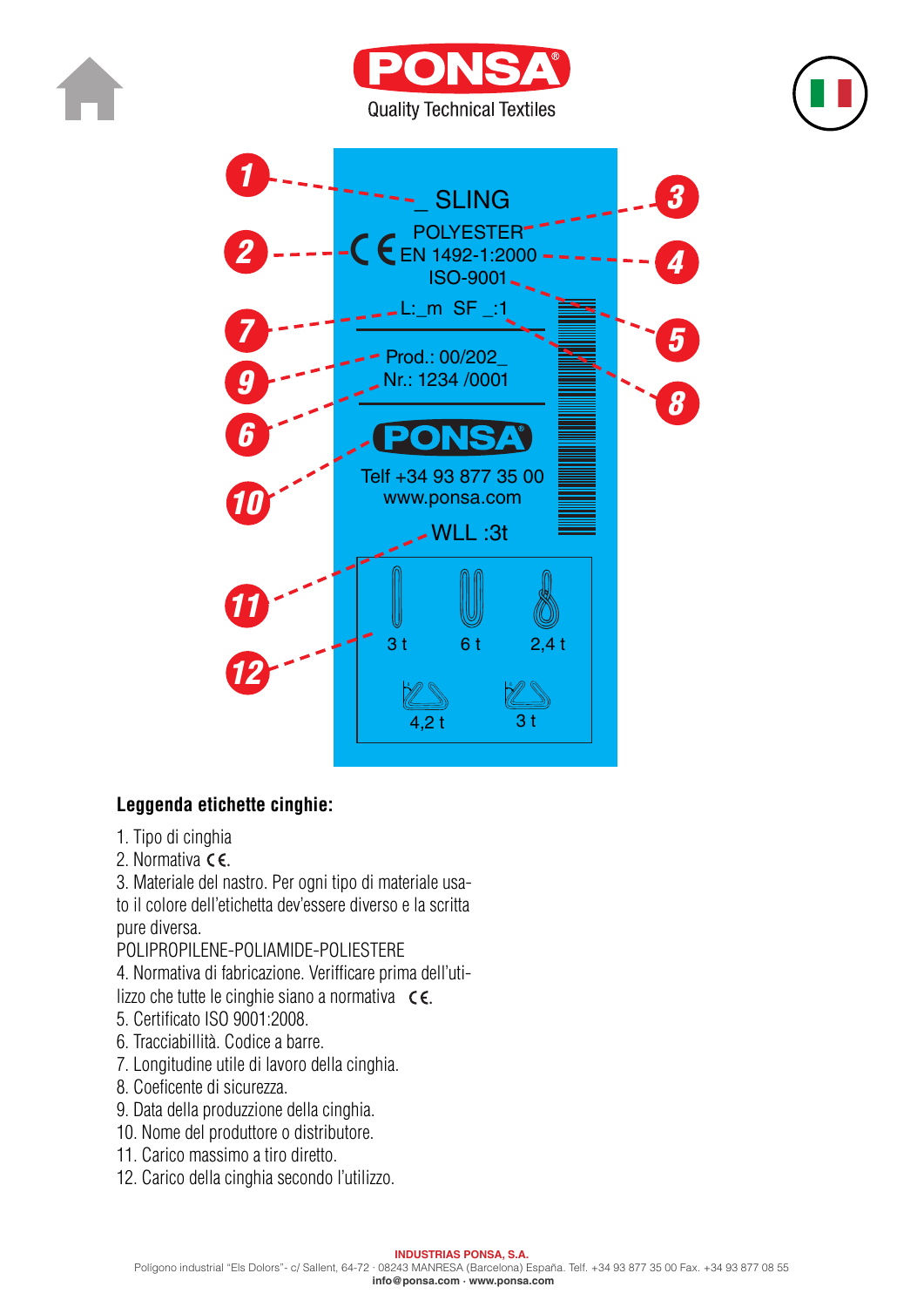PONSA

Quality Technical Textiles

_ SLING

POLYESTER

EN 1492-1:2000

ISO-9001

L:_m SF _:1

Prod.: 00/202_

Nr.: 1234 /0001

PONSA

Telf +34 93 877 35 00

www.ponsa.com

WLL :3t

3 t 6 t 2,4 t

4,2 t 3 t

**Leggenda etichette cinghie:**

1. Tipo di cinghia
2. Normativa CE.
3. Materiale del nastro. Per ogni tipo di materiale usato il colore dell'etichetta dev'essere diverso e la scritta pure diversa.
POLIPROPILENE-POLIAMIDE-POLIESTERE
4. Normativa di fabricazione. Verifficare prima dell'utilizzo che tutte le cinghie siano a normativa CE.
5. Certificato ISO 9001:2008.
6. Tracciabillità. Codice a barre.
7. Longitudine utile di lavoro della cinghia.
8. Coeficente di sicurezza.
9. Data della produzzione della cinghia.
10. Nome del produttore o distributore.
11. Carico massimo a tiro diretto.
12. Carico della cinghia secondo l'utilizzo.

**INDUSTRIAS PONSA, S.A.**
Polígono industrial "Els Dolors"- c/ Sallent, 64-72 · 08243 MANRESA (Barcelona) España. Telf. +34 93 877 35 00 Fax. +34 93 877 08 55
**info@ponsa.com · www.ponsa.com**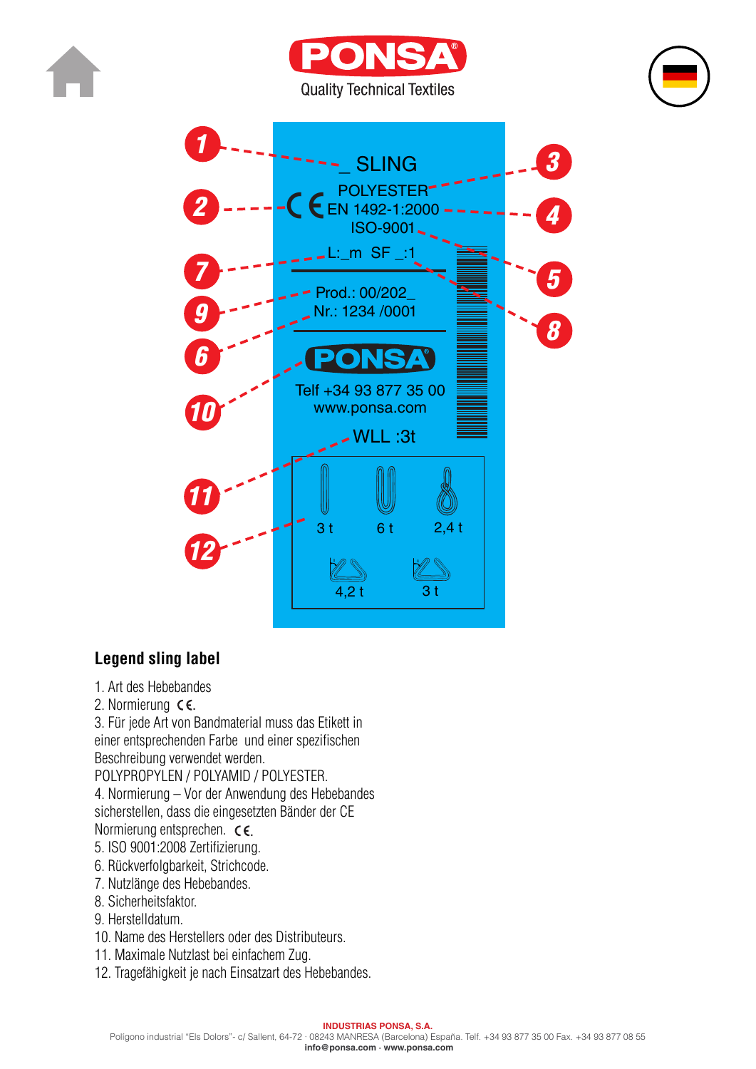PONSA

Quality Technical Textiles

_ SLING
POLYESTER
CE EN 1492-1:2000
ISO-9001
L:_m SF _:1

Prod.: 00/202_
Nr.: 1234 /0001

PONSA
Telf +34 93 877 35 00
www.ponsa.com

WLL :3t

3 t | 6 t | 2,4 t

4,2 t | 3 t

## Legend sling label

1. Art des Hebebandes
2. Normierung CE.
3. Für jede Art von Bandmaterial muss das Etikett in einer entsprechenden Farbe und einer spezifischen Beschreibung verwendet werden.
POLYPROPYLEN / POLYAMID / POLYESTER.
4. Normierung – Vor der Anwendung des Hebebandes sicherstellen, dass die eingesetzten Bänder der CE Normierung entsprechen. CE.
5. ISO 9001:2008 Zertifizierung.
6. Rückverfolgbarkeit, Strichcode.
7. Nutzlänge des Hebebandes.
8. Sicherheitsfaktor.
9. Herstelldatum.
10. Name des Herstellers oder des Distributeurs.
11. Maximale Nutzlast bei einfachem Zug.
12. Tragefähigkeit je nach Einsatzart des Hebebandes.

**INDUSTRIAS PONSA, S.A.**
Polígono industrial "Els Dolors"- c/ Sallent, 64-72 · 08243 MANRESA (Barcelona) España. Telf. +34 93 877 35 00 Fax. +34 93 877 08 55
**info@ponsa.com · www.ponsa.com**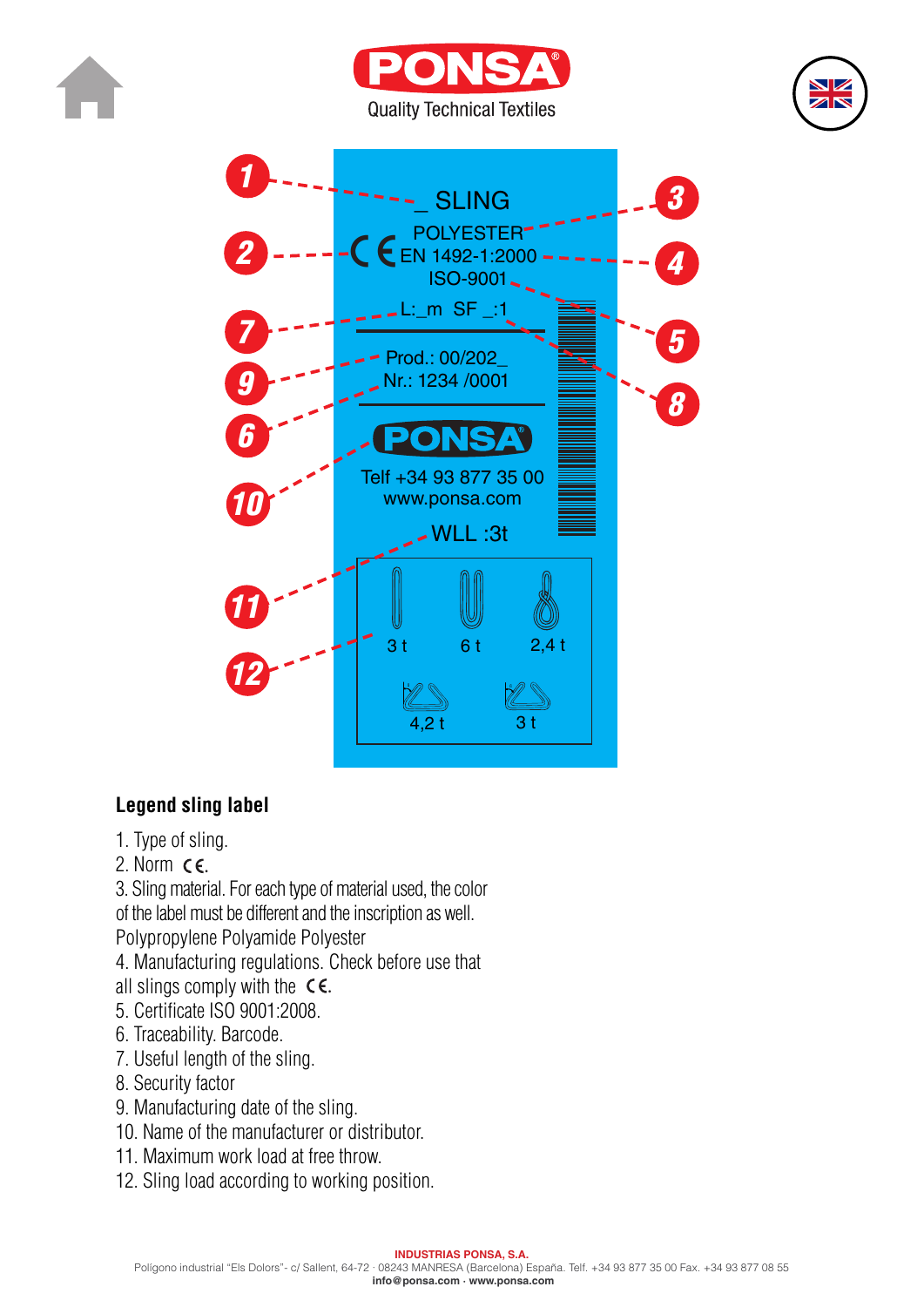PONSA

Quality Technical Textiles

1 — _ SLING

2 — CE

3 — POLYESTER

4 — EN 1492-1:2000

5 — ISO-9001

7 — L:_m

8 — SF _:1

9 — Prod.: 00/202_

6 — Nr.: 1234 /0001

10 — PONSA

Telf +34 93 877 35 00

www.ponsa.com

11 — WLL :3t

12 —

3 t

6 t

2,4 t

4,2 t

3 t

## Legend sling label

1. Type of sling.
2. Norm CE.
3. Sling material. For each type of material used, the color of the label must be different and the inscription as well. Polypropylene Polyamide Polyester
4. Manufacturing regulations. Check before use that all slings comply with the CE.
5. Certificate ISO 9001:2008.
6. Traceability. Barcode.
7. Useful length of the sling.
8. Security factor
9. Manufacturing date of the sling.
10. Name of the manufacturer or distributor.
11. Maximum work load at free throw.
12. Sling load according to working position.

**INDUSTRIAS PONSA, S.A.**

Polígono industrial "Els Dolors"- c/ Sallent, 64-72 · 08243 MANRESA (Barcelona) España. Telf. +34 93 877 35 00 Fax. +34 93 877 08 55

**info@ponsa.com · www.ponsa.com**